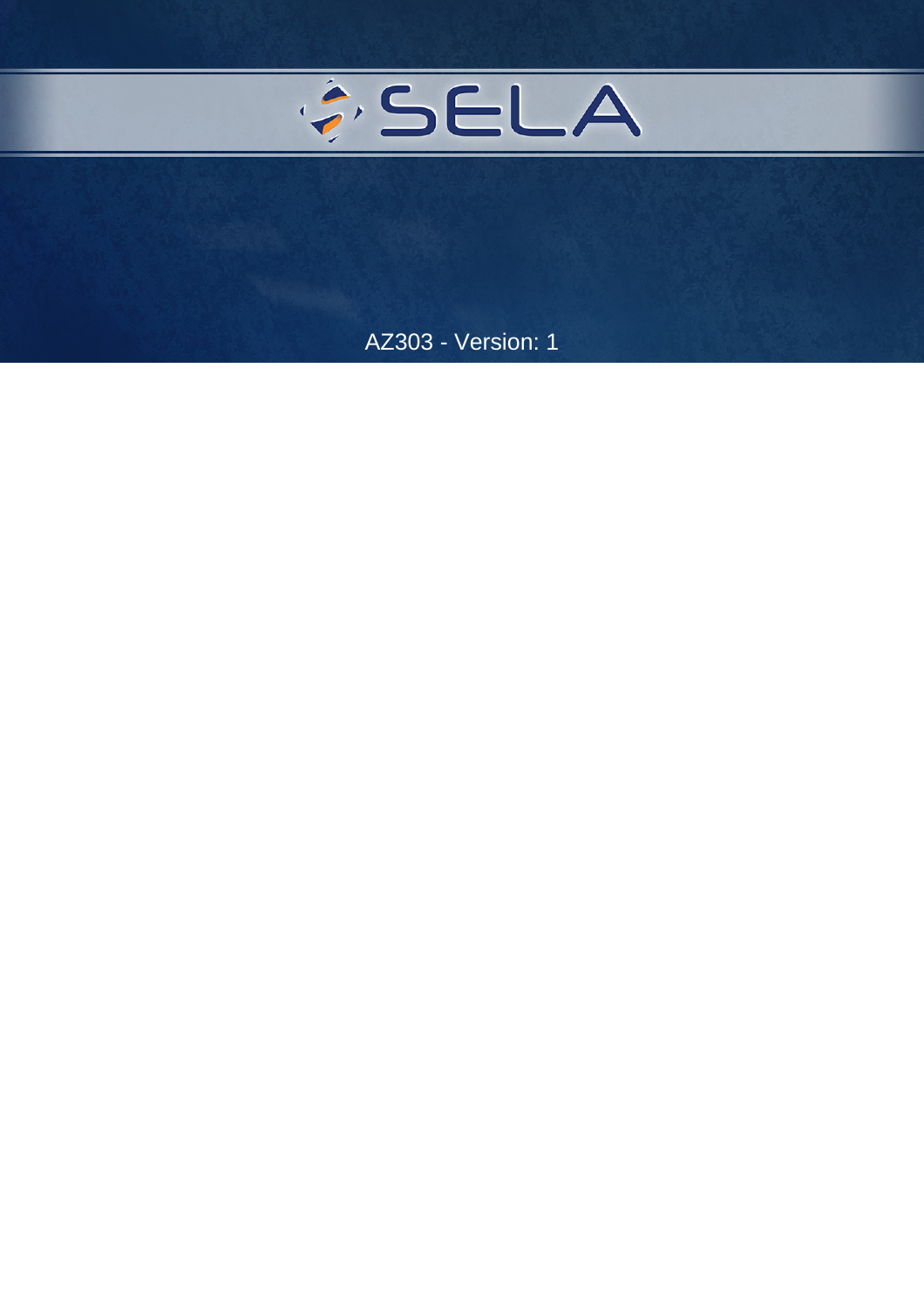# SELA

AZ303 - Version: 1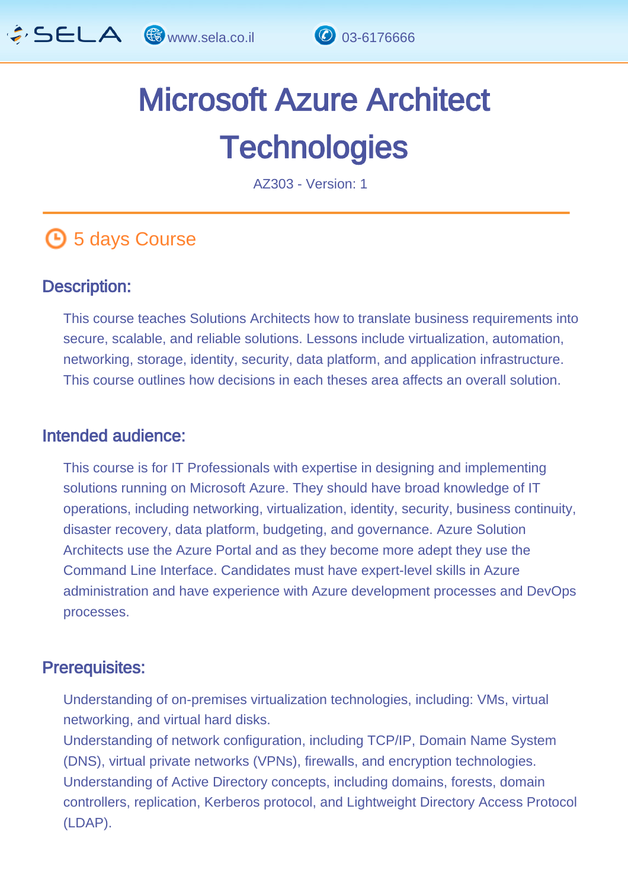# Microsoft Azure Architect Technologies

AZ303 - Version: 1

5 days Course

## Description:

This course teaches Solutions Architects how to translate business requirements into secure, scalable, and reliable solutions. Lessons include virtualization, automation, networking, storage, identity, security, data platform, and application infrastructure. This course outlines how decisions in each theses area affects an overall solution.

## Intended audience:

This course is for IT Professionals with expertise in designing and implementing solutions running on Microsoft Azure. They should have broad knowledge of IT operations, including networking, virtualization, identity, security, business continuity, disaster recovery, data platform, budgeting, and governance. Azure Solution Architects use the Azure Portal and as they become more adept they use the Command Line Interface. Candidates must have expert-level skills in Azure administration and have experience with Azure development processes and DevOps processes.

## Prerequisites:

Understanding of on-premises virtualization technologies, including: VMs, virtual networking, and virtual hard disks.
Understanding of network configuration, including TCP/IP, Domain Name System (DNS), virtual private networks (VPNs), firewalls, and encryption technologies.
Understanding of Active Directory concepts, including domains, forests, domain controllers, replication, Kerberos protocol, and Lightweight Directory Access Protocol (LDAP).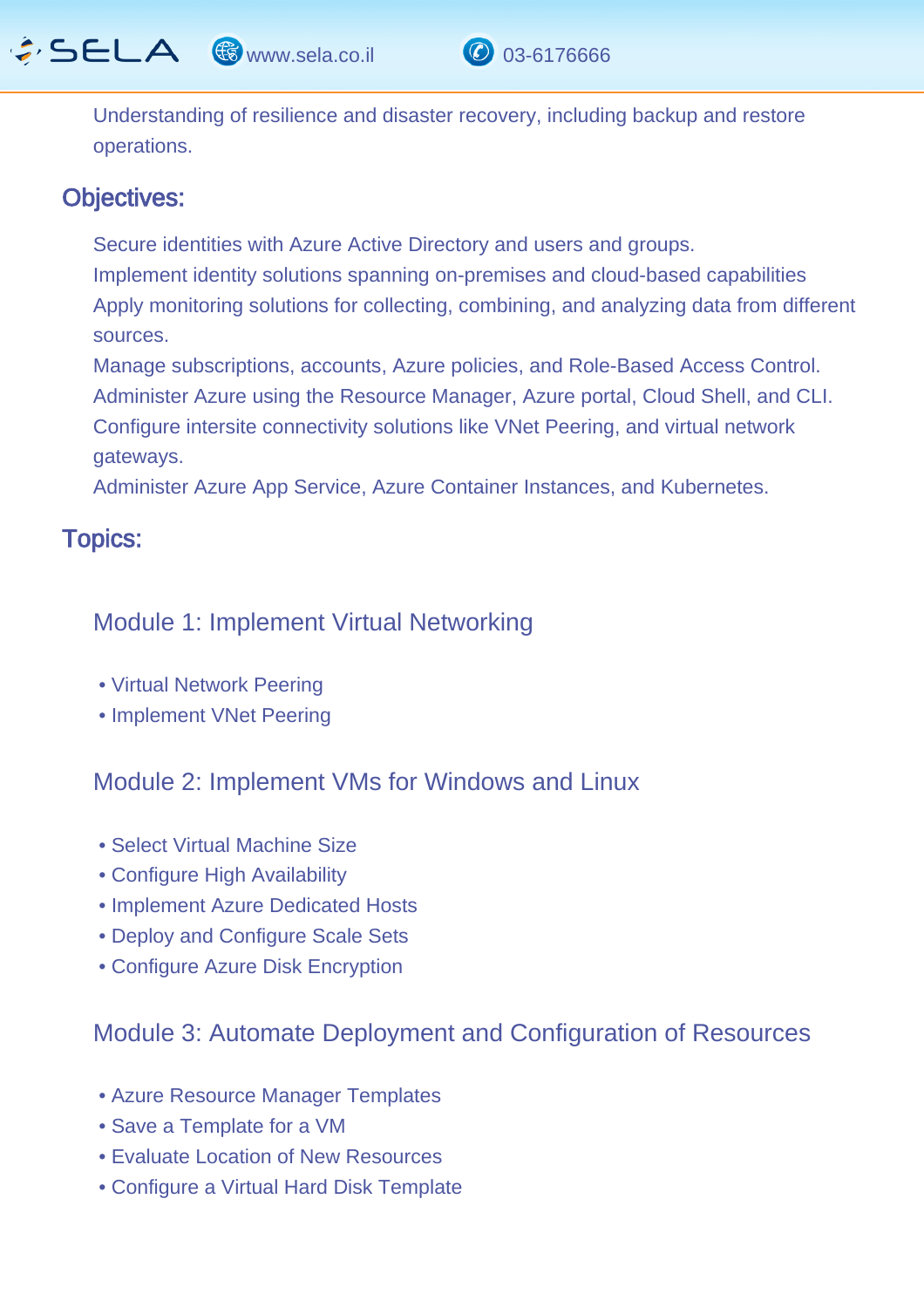Understanding of resilience and disaster recovery, including backup and restore operations.

## Objectives:

Secure identities with Azure Active Directory and users and groups.
Implement identity solutions spanning on-premises and cloud-based capabilities
Apply monitoring solutions for collecting, combining, and analyzing data from different sources.
Manage subscriptions, accounts, Azure policies, and Role-Based Access Control.
Administer Azure using the Resource Manager, Azure portal, Cloud Shell, and CLI.
Configure intersite connectivity solutions like VNet Peering, and virtual network gateways.
Administer Azure App Service, Azure Container Instances, and Kubernetes.

## Topics:

### Module 1: Implement Virtual Networking

- Virtual Network Peering
- Implement VNet Peering

### Module 2: Implement VMs for Windows and Linux

- Select Virtual Machine Size
- Configure High Availability
- Implement Azure Dedicated Hosts
- Deploy and Configure Scale Sets
- Configure Azure Disk Encryption

### Module 3: Automate Deployment and Configuration of Resources

- Azure Resource Manager Templates
- Save a Template for a VM
- Evaluate Location of New Resources
- Configure a Virtual Hard Disk Template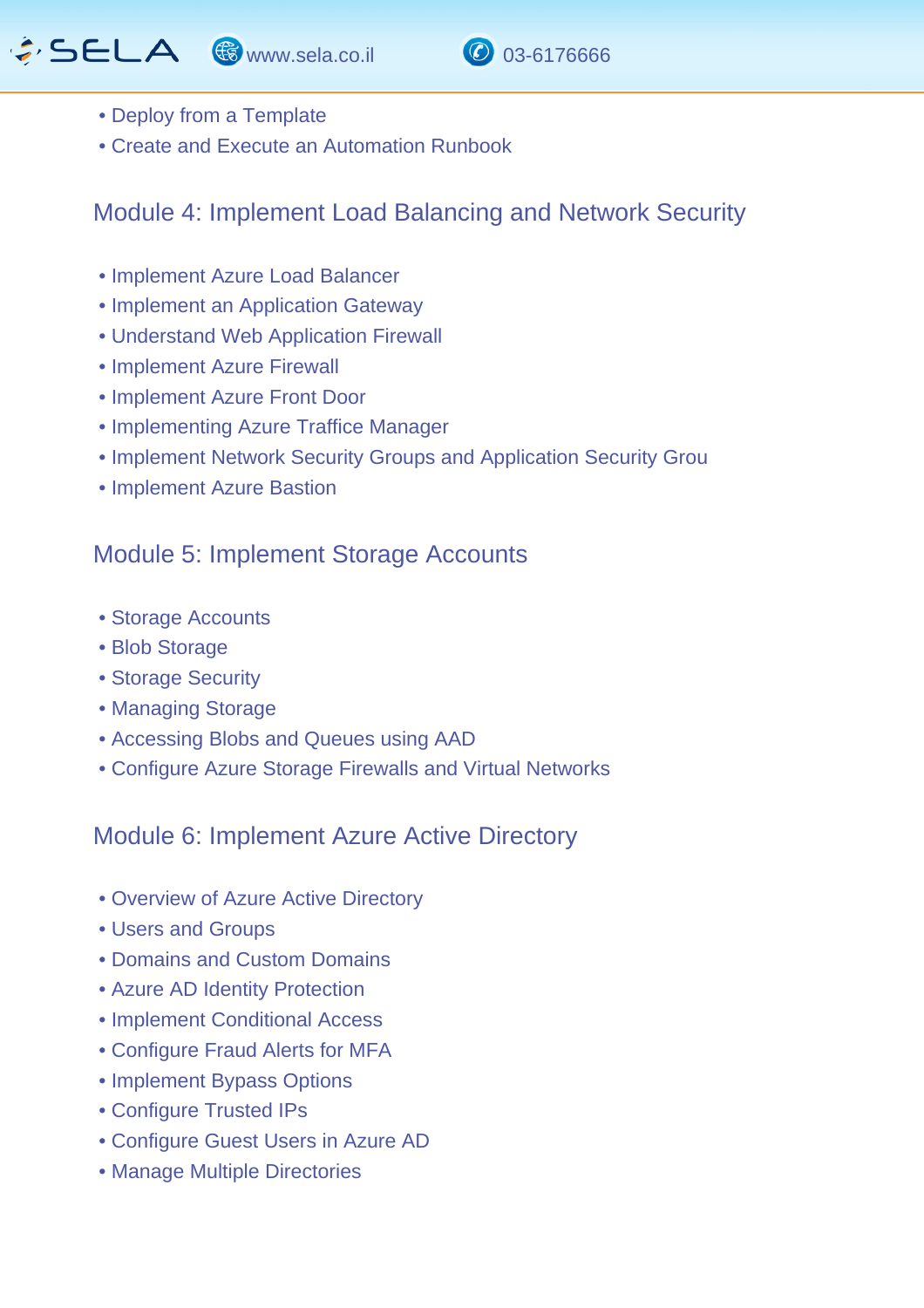- Deploy from a Template
- Create and Execute an Automation Runbook

## Module 4: Implement Load Balancing and Network Security

- Implement Azure Load Balancer
- Implement an Application Gateway
- Understand Web Application Firewall
- Implement Azure Firewall
- Implement Azure Front Door
- Implementing Azure Traffice Manager
- Implement Network Security Groups and Application Security Grou
- Implement Azure Bastion

## Module 5: Implement Storage Accounts

- Storage Accounts
- Blob Storage
- Storage Security
- Managing Storage
- Accessing Blobs and Queues using AAD
- Configure Azure Storage Firewalls and Virtual Networks

## Module 6: Implement Azure Active Directory

- Overview of Azure Active Directory
- Users and Groups
- Domains and Custom Domains
- Azure AD Identity Protection
- Implement Conditional Access
- Configure Fraud Alerts for MFA
- Implement Bypass Options
- Configure Trusted IPs
- Configure Guest Users in Azure AD
- Manage Multiple Directories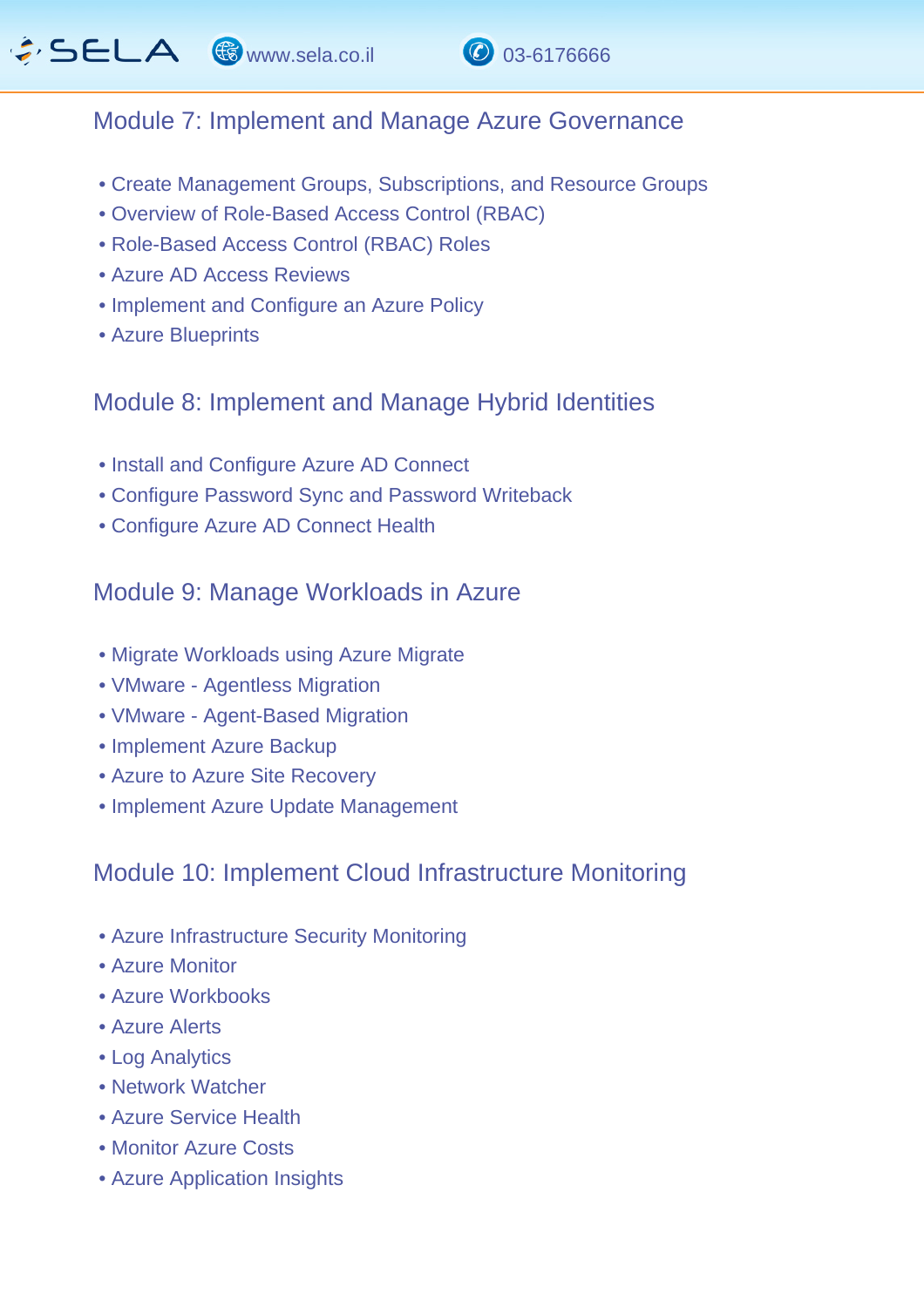## Module 7: Implement and Manage Azure Governance

- Create Management Groups, Subscriptions, and Resource Groups
- Overview of Role-Based Access Control (RBAC)
- Role-Based Access Control (RBAC) Roles
- Azure AD Access Reviews
- Implement and Configure an Azure Policy
- Azure Blueprints

## Module 8: Implement and Manage Hybrid Identities

- Install and Configure Azure AD Connect
- Configure Password Sync and Password Writeback
- Configure Azure AD Connect Health

## Module 9: Manage Workloads in Azure

- Migrate Workloads using Azure Migrate
- VMware - Agentless Migration
- VMware - Agent-Based Migration
- Implement Azure Backup
- Azure to Azure Site Recovery
- Implement Azure Update Management

## Module 10: Implement Cloud Infrastructure Monitoring

- Azure Infrastructure Security Monitoring
- Azure Monitor
- Azure Workbooks
- Azure Alerts
- Log Analytics
- Network Watcher
- Azure Service Health
- Monitor Azure Costs
- Azure Application Insights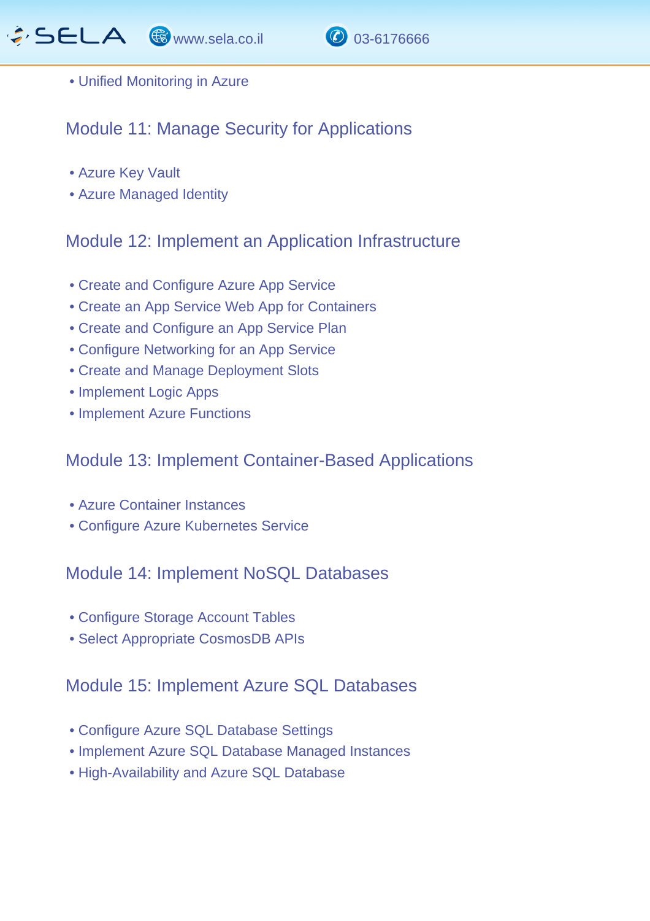- Unified Monitoring in Azure

## Module 11: Manage Security for Applications

- Azure Key Vault
- Azure Managed Identity

## Module 12: Implement an Application Infrastructure

- Create and Configure Azure App Service
- Create an App Service Web App for Containers
- Create and Configure an App Service Plan
- Configure Networking for an App Service
- Create and Manage Deployment Slots
- Implement Logic Apps
- Implement Azure Functions

## Module 13: Implement Container-Based Applications

- Azure Container Instances
- Configure Azure Kubernetes Service

## Module 14: Implement NoSQL Databases

- Configure Storage Account Tables
- Select Appropriate CosmosDB APIs

## Module 15: Implement Azure SQL Databases

- Configure Azure SQL Database Settings
- Implement Azure SQL Database Managed Instances
- High-Availability and Azure SQL Database